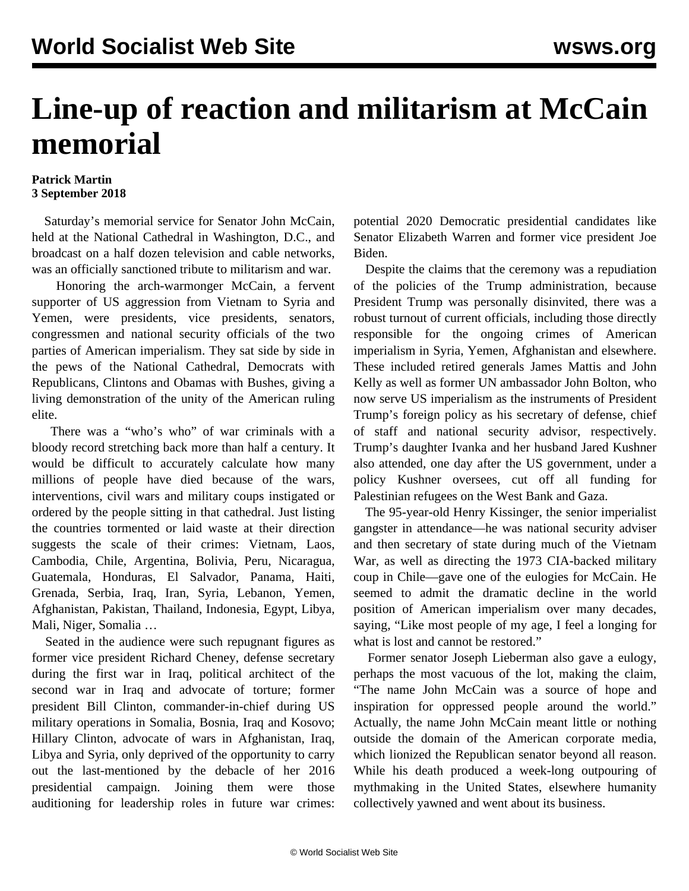# Line-up of reaction and militarism at McCain memorial

**Patrick Martin**
**3 September 2018**

Saturday's memorial service for Senator John McCain, held at the National Cathedral in Washington, D.C., and broadcast on a half dozen television and cable networks, was an officially sanctioned tribute to militarism and war.

Honoring the arch-warmonger McCain, a fervent supporter of US aggression from Vietnam to Syria and Yemen, were presidents, vice presidents, senators, congressmen and national security officials of the two parties of American imperialism. They sat side by side in the pews of the National Cathedral, Democrats with Republicans, Clintons and Obamas with Bushes, giving a living demonstration of the unity of the American ruling elite.

There was a "who's who" of war criminals with a bloody record stretching back more than half a century. It would be difficult to accurately calculate how many millions of people have died because of the wars, interventions, civil wars and military coups instigated or ordered by the people sitting in that cathedral. Just listing the countries tormented or laid waste at their direction suggests the scale of their crimes: Vietnam, Laos, Cambodia, Chile, Argentina, Bolivia, Peru, Nicaragua, Guatemala, Honduras, El Salvador, Panama, Haiti, Grenada, Serbia, Iraq, Iran, Syria, Lebanon, Yemen, Afghanistan, Pakistan, Thailand, Indonesia, Egypt, Libya, Mali, Niger, Somalia …

Seated in the audience were such repugnant figures as former vice president Richard Cheney, defense secretary during the first war in Iraq, political architect of the second war in Iraq and advocate of torture; former president Bill Clinton, commander-in-chief during US military operations in Somalia, Bosnia, Iraq and Kosovo; Hillary Clinton, advocate of wars in Afghanistan, Iraq, Libya and Syria, only deprived of the opportunity to carry out the last-mentioned by the debacle of her 2016 presidential campaign. Joining them were those auditioning for leadership roles in future war crimes: potential 2020 Democratic presidential candidates like Senator Elizabeth Warren and former vice president Joe Biden.

Despite the claims that the ceremony was a repudiation of the policies of the Trump administration, because President Trump was personally disinvited, there was a robust turnout of current officials, including those directly responsible for the ongoing crimes of American imperialism in Syria, Yemen, Afghanistan and elsewhere. These included retired generals James Mattis and John Kelly as well as former UN ambassador John Bolton, who now serve US imperialism as the instruments of President Trump's foreign policy as his secretary of defense, chief of staff and national security advisor, respectively. Trump's daughter Ivanka and her husband Jared Kushner also attended, one day after the US government, under a policy Kushner oversees, cut off all funding for Palestinian refugees on the West Bank and Gaza.

The 95-year-old Henry Kissinger, the senior imperialist gangster in attendance—he was national security adviser and then secretary of state during much of the Vietnam War, as well as directing the 1973 CIA-backed military coup in Chile—gave one of the eulogies for McCain. He seemed to admit the dramatic decline in the world position of American imperialism over many decades, saying, "Like most people of my age, I feel a longing for what is lost and cannot be restored."

Former senator Joseph Lieberman also gave a eulogy, perhaps the most vacuous of the lot, making the claim, "The name John McCain was a source of hope and inspiration for oppressed people around the world." Actually, the name John McCain meant little or nothing outside the domain of the American corporate media, which lionized the Republican senator beyond all reason. While his death produced a week-long outpouring of mythmaking in the United States, elsewhere humanity collectively yawned and went about its business.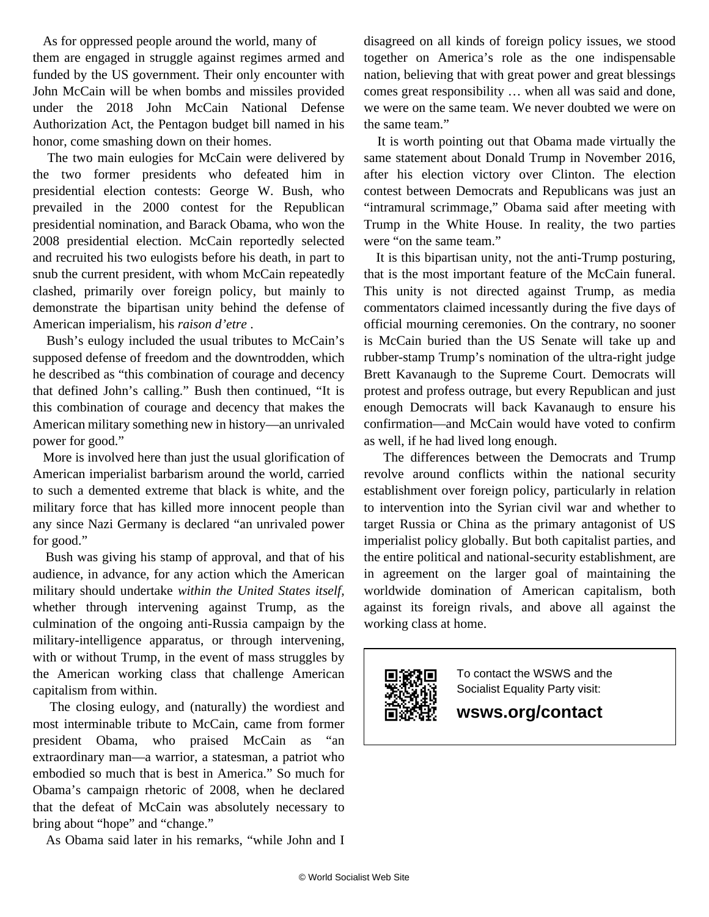As for oppressed people around the world, many of them are engaged in struggle against regimes armed and funded by the US government. Their only encounter with John McCain will be when bombs and missiles provided under the 2018 John McCain National Defense Authorization Act, the Pentagon budget bill named in his honor, come smashing down on their homes.

The two main eulogies for McCain were delivered by the two former presidents who defeated him in presidential election contests: George W. Bush, who prevailed in the 2000 contest for the Republican presidential nomination, and Barack Obama, who won the 2008 presidential election. McCain reportedly selected and recruited his two eulogists before his death, in part to snub the current president, with whom McCain repeatedly clashed, primarily over foreign policy, but mainly to demonstrate the bipartisan unity behind the defense of American imperialism, his *raison d'etre* .

Bush's eulogy included the usual tributes to McCain's supposed defense of freedom and the downtrodden, which he described as "this combination of courage and decency that defined John's calling." Bush then continued, "It is this combination of courage and decency that makes the American military something new in history—an unrivaled power for good."

More is involved here than just the usual glorification of American imperialist barbarism around the world, carried to such a demented extreme that black is white, and the military force that has killed more innocent people than any since Nazi Germany is declared "an unrivaled power for good."

Bush was giving his stamp of approval, and that of his audience, in advance, for any action which the American military should undertake *within the United States itself,* whether through intervening against Trump, as the culmination of the ongoing anti-Russia campaign by the military-intelligence apparatus, or through intervening, with or without Trump, in the event of mass struggles by the American working class that challenge American capitalism from within.

The closing eulogy, and (naturally) the wordiest and most interminable tribute to McCain, came from former president Obama, who praised McCain as "an extraordinary man—a warrior, a statesman, a patriot who embodied so much that is best in America." So much for Obama's campaign rhetoric of 2008, when he declared that the defeat of McCain was absolutely necessary to bring about "hope" and "change."

As Obama said later in his remarks, "while John and I disagreed on all kinds of foreign policy issues, we stood together on America's role as the one indispensable nation, believing that with great power and great blessings comes great responsibility … when all was said and done, we were on the same team. We never doubted we were on the same team."

It is worth pointing out that Obama made virtually the same statement about Donald Trump in November 2016, after his election victory over Clinton. The election contest between Democrats and Republicans was just an "intramural scrimmage," Obama said after meeting with Trump in the White House. In reality, the two parties were "on the same team."

It is this bipartisan unity, not the anti-Trump posturing, that is the most important feature of the McCain funeral. This unity is not directed against Trump, as media commentators claimed incessantly during the five days of official mourning ceremonies. On the contrary, no sooner is McCain buried than the US Senate will take up and rubber-stamp Trump's nomination of the ultra-right judge Brett Kavanaugh to the Supreme Court. Democrats will protest and profess outrage, but every Republican and just enough Democrats will back Kavanaugh to ensure his confirmation—and McCain would have voted to confirm as well, if he had lived long enough.

The differences between the Democrats and Trump revolve around conflicts within the national security establishment over foreign policy, particularly in relation to intervention into the Syrian civil war and whether to target Russia or China as the primary antagonist of US imperialist policy globally. But both capitalist parties, and the entire political and national-security establishment, are in agreement on the larger goal of maintaining the worldwide domination of American capitalism, both against its foreign rivals, and above all against the working class at home.

To contact the WSWS and the Socialist Equality Party visit:

**wsws.org/contact**